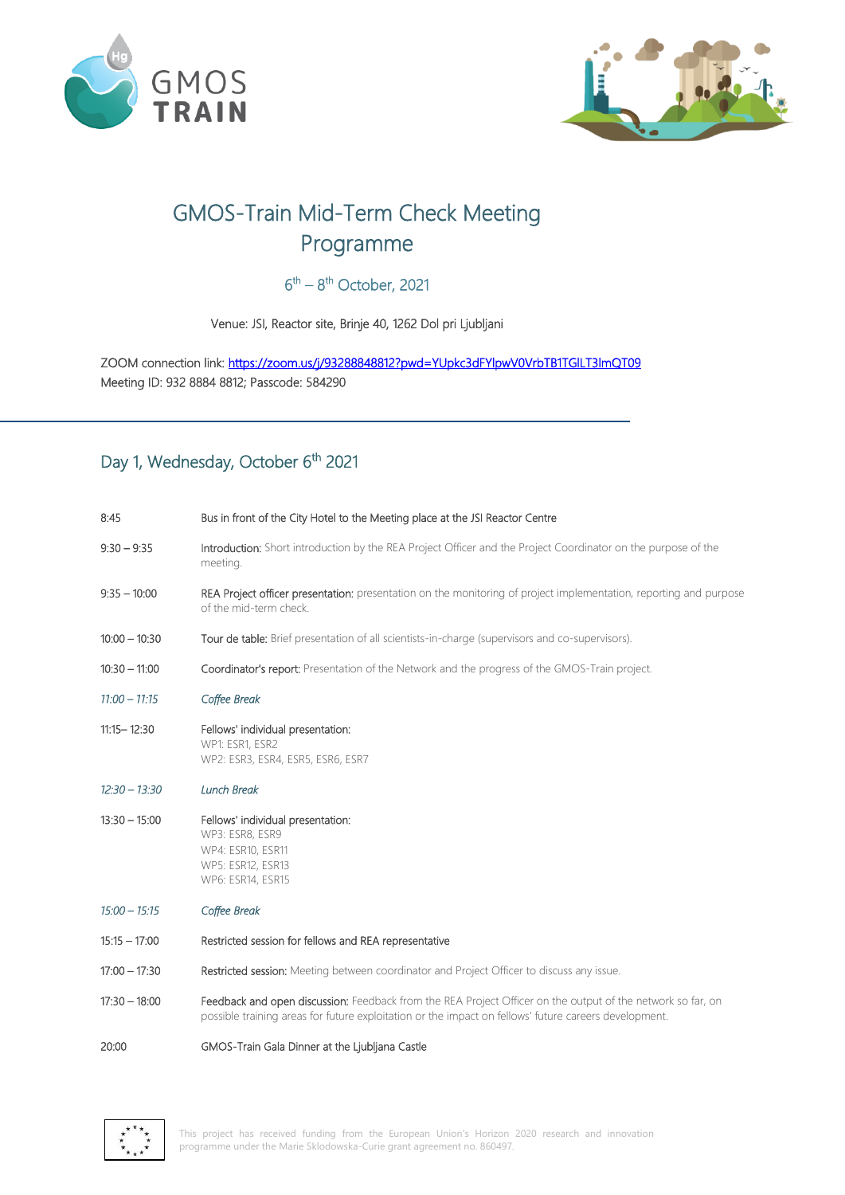# GMOS-Train Mid-Term Check Meeting Programme

6th – 8th October, 2021

Venue: JSI, Reactor site, Brinje 40, 1262 Dol pri Ljubljani

ZOOM connection link: https://zoom.us/j/93288848812?pwd=YUpkc3dFYlpwV0VrbTB1TGlLT3lmQT09
Meeting ID: 932 8884 8812; Passcode: 584290

## Day 1, Wednesday, October 6th 2021

| | |
|---|---|
| 8:45 | Bus in front of the City Hotel to the Meeting place at the JSI Reactor Centre |
| 9:30 – 9:35 | Introduction: Short introduction by the REA Project Officer and the Project Coordinator on the purpose of the meeting. |
| 9:35 – 10:00 | REA Project officer presentation: presentation on the monitoring of project implementation, reporting and purpose of the mid-term check. |
| 10:00 – 10:30 | Tour de table: Brief presentation of all scientists-in-charge (supervisors and co-supervisors). |
| 10:30 – 11:00 | Coordinator's report: Presentation of the Network and the progress of the GMOS-Train project. |
| *11:00 – 11:15* | *Coffee Break* |
| 11:15– 12:30 | Fellows' individual presentation:<br>WP1: ESR1, ESR2<br>WP2: ESR3, ESR4, ESR5, ESR6, ESR7 |
| *12:30 – 13:30* | *Lunch Break* |
| 13:30 – 15:00 | Fellows' individual presentation:<br>WP3: ESR8, ESR9<br>WP4: ESR10, ESR11<br>WP5: ESR12, ESR13<br>WP6: ESR14, ESR15 |
| *15:00 – 15:15* | *Coffee Break* |
| 15:15 – 17:00 | Restricted session for fellows and REA representative |
| 17:00 – 17:30 | Restricted session: Meeting between coordinator and Project Officer to discuss any issue. |
| 17:30 – 18:00 | Feedback and open discussion: Feedback from the REA Project Officer on the output of the network so far, on possible training areas for future exploitation or the impact on fellows' future careers development. |
| 20:00 | GMOS-Train Gala Dinner at the Ljubljana Castle |

This project has received funding from the European Union's Horizon 2020 research and innovation programme under the Marie Sklodowska-Curie grant agreement no. 860497.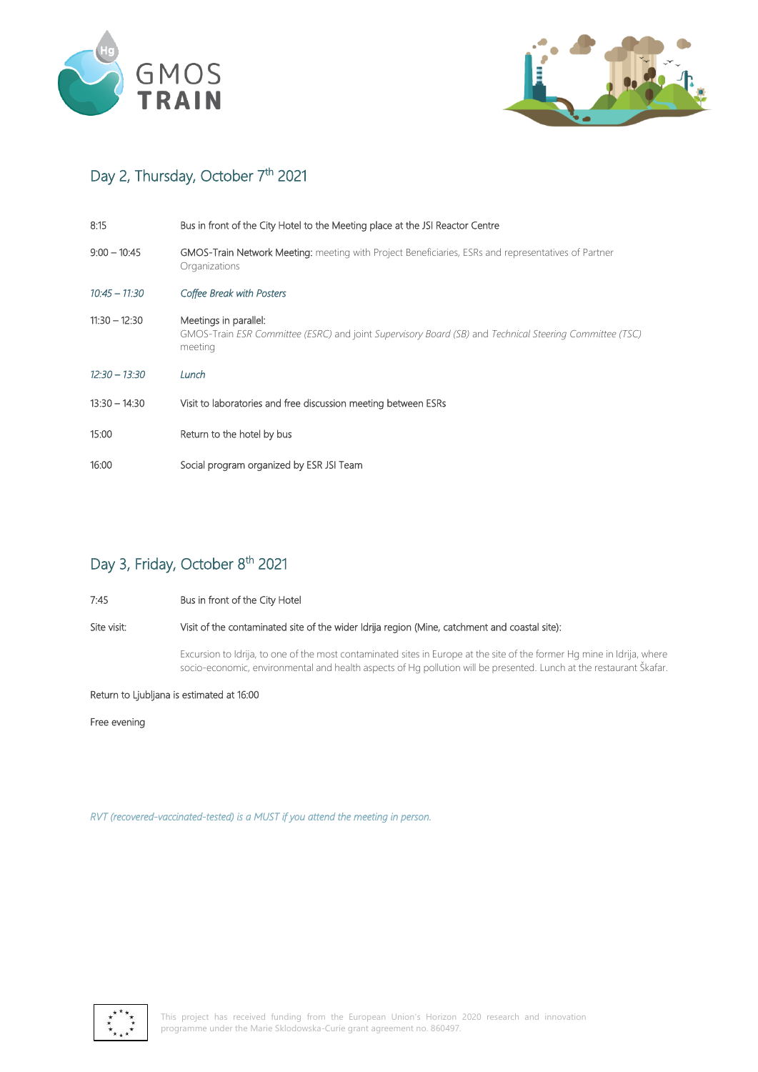## Day 2, Thursday, October 7th 2021

| | |
|---|---|
| 8:15 | Bus in front of the City Hotel to the Meeting place at the JSI Reactor Centre |
| 9:00 – 10:45 | GMOS-Train Network Meeting: meeting with Project Beneficiaries, ESRs and representatives of Partner Organizations |
| *10:45 – 11:30* | *Coffee Break with Posters* |
| 11:30 – 12:30 | Meetings in parallel: GMOS-Train *ESR Committee (ESRC)* and joint *Supervisory Board (SB)* and *Technical Steering Committee (TSC)* meeting |
| *12:30 – 13:30* | *Lunch* |
| 13:30 – 14:30 | Visit to laboratories and free discussion meeting between ESRs |
| 15:00 | Return to the hotel by bus |
| 16:00 | Social program organized by ESR JSI Team |

## Day 3, Friday, October 8th 2021

| | |
|---|---|
| 7:45 | Bus in front of the City Hotel |
| Site visit: | Visit of the contaminated site of the wider Idrija region (Mine, catchment and coastal site): |
| | Excursion to Idrija, to one of the most contaminated sites in Europe at the site of the former Hg mine in Idrija, where socio-economic, environmental and health aspects of Hg pollution will be presented. Lunch at the restaurant Škafar. |

Return to Ljubljana is estimated at 16:00

Free evening

*RVT (recovered-vaccinated-tested) is a MUST if you attend the meeting in person.*

This project has received funding from the European Union's Horizon 2020 research and innovation programme under the Marie Sklodowska-Curie grant agreement no. 860497.